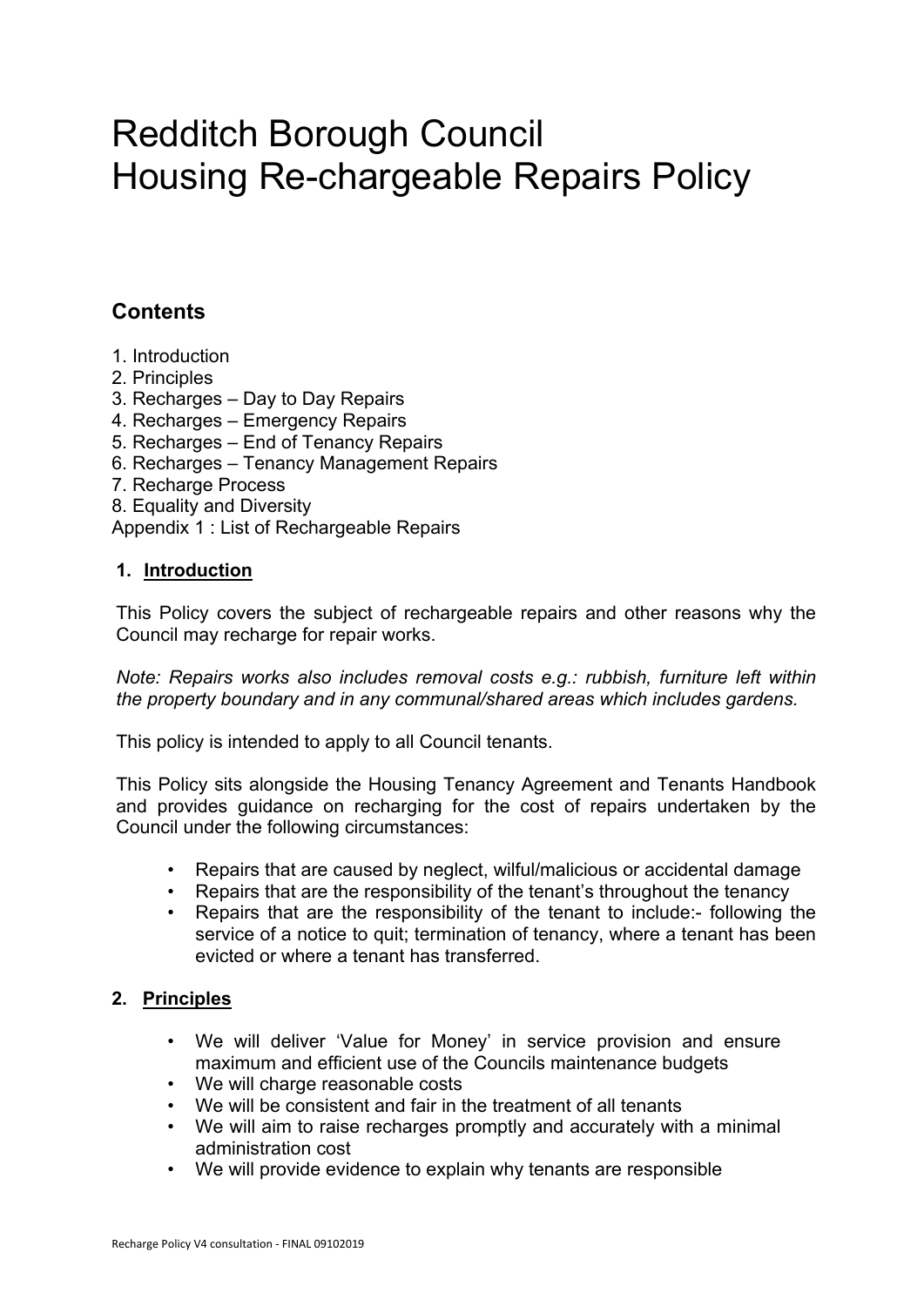# Redditch Borough Council
# Housing Re-chargeable Repairs Policy

## Contents

1. Introduction
2. Principles
3. Recharges – Day to Day Repairs
4. Recharges – Emergency Repairs
5. Recharges – End of Tenancy Repairs
6. Recharges – Tenancy Management Repairs
7. Recharge Process
8. Equality and Diversity

Appendix 1 : List of Rechargeable Repairs

## 1. Introduction

This Policy covers the subject of rechargeable repairs and other reasons why the Council may recharge for repair works.

*Note: Repairs works also includes removal costs e.g.: rubbish, furniture left within the property boundary and in any communal/shared areas which includes gardens.*

This policy is intended to apply to all Council tenants.

This Policy sits alongside the Housing Tenancy Agreement and Tenants Handbook and provides guidance on recharging for the cost of repairs undertaken by the Council under the following circumstances:

- Repairs that are caused by neglect, wilful/malicious or accidental damage
- Repairs that are the responsibility of the tenant's throughout the tenancy
- Repairs that are the responsibility of the tenant to include:- following the service of a notice to quit; termination of tenancy, where a tenant has been evicted or where a tenant has transferred.

## 2. Principles

- We will deliver 'Value for Money' in service provision and ensure maximum and efficient use of the Councils maintenance budgets
- We will charge reasonable costs
- We will be consistent and fair in the treatment of all tenants
- We will aim to raise recharges promptly and accurately with a minimal administration cost
- We will provide evidence to explain why tenants are responsible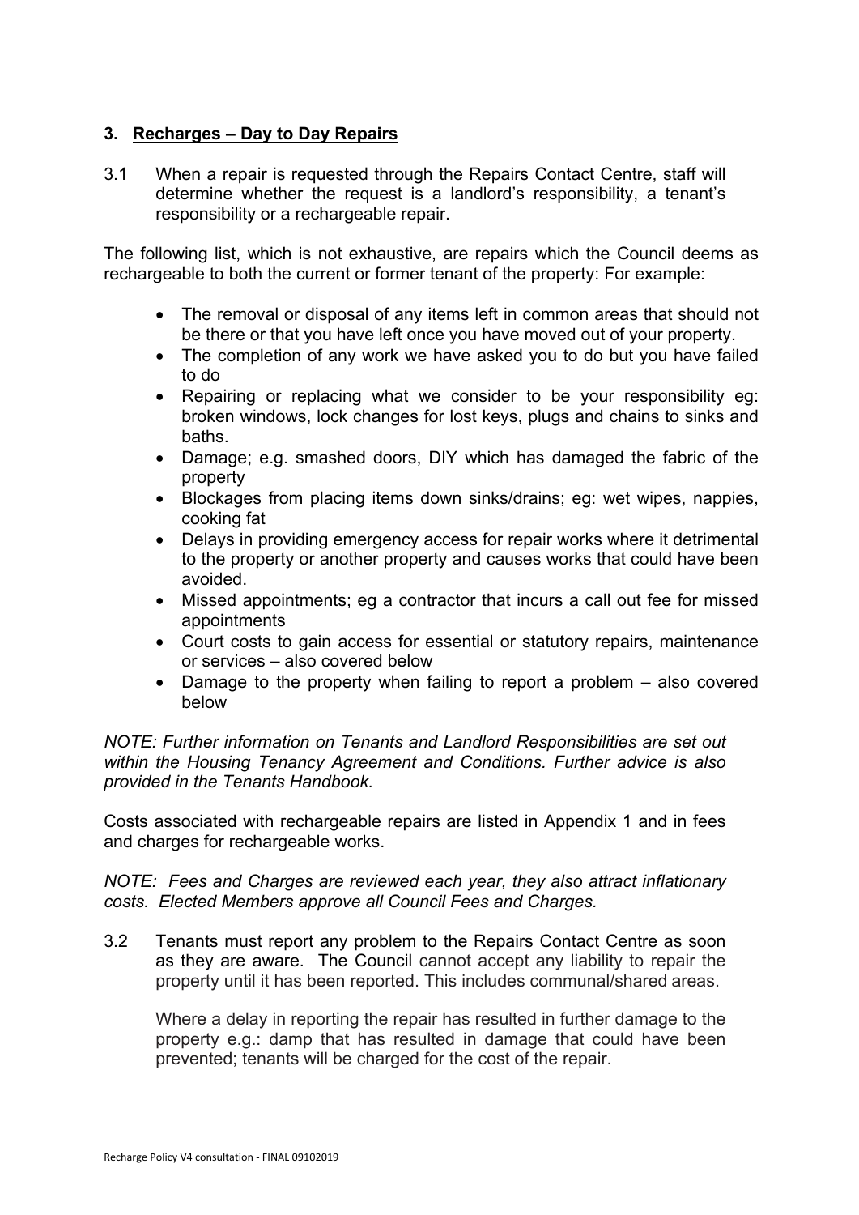## 3. Recharges – Day to Day Repairs

3.1 When a repair is requested through the Repairs Contact Centre, staff will determine whether the request is a landlord's responsibility, a tenant's responsibility or a rechargeable repair.

The following list, which is not exhaustive, are repairs which the Council deems as rechargeable to both the current or former tenant of the property: For example:

- The removal or disposal of any items left in common areas that should not be there or that you have left once you have moved out of your property.
- The completion of any work we have asked you to do but you have failed to do
- Repairing or replacing what we consider to be your responsibility eg: broken windows, lock changes for lost keys, plugs and chains to sinks and baths.
- Damage; e.g. smashed doors, DIY which has damaged the fabric of the property
- Blockages from placing items down sinks/drains; eg: wet wipes, nappies, cooking fat
- Delays in providing emergency access for repair works where it detrimental to the property or another property and causes works that could have been avoided.
- Missed appointments; eg a contractor that incurs a call out fee for missed appointments
- Court costs to gain access for essential or statutory repairs, maintenance or services – also covered below
- Damage to the property when failing to report a problem – also covered below

*NOTE: Further information on Tenants and Landlord Responsibilities are set out within the Housing Tenancy Agreement and Conditions. Further advice is also provided in the Tenants Handbook.*

Costs associated with rechargeable repairs are listed in Appendix 1 and in fees and charges for rechargeable works.

*NOTE: Fees and Charges are reviewed each year, they also attract inflationary costs. Elected Members approve all Council Fees and Charges.*

3.2 Tenants must report any problem to the Repairs Contact Centre as soon as they are aware. The Council cannot accept any liability to repair the property until it has been reported. This includes communal/shared areas.

Where a delay in reporting the repair has resulted in further damage to the property e.g.: damp that has resulted in damage that could have been prevented; tenants will be charged for the cost of the repair.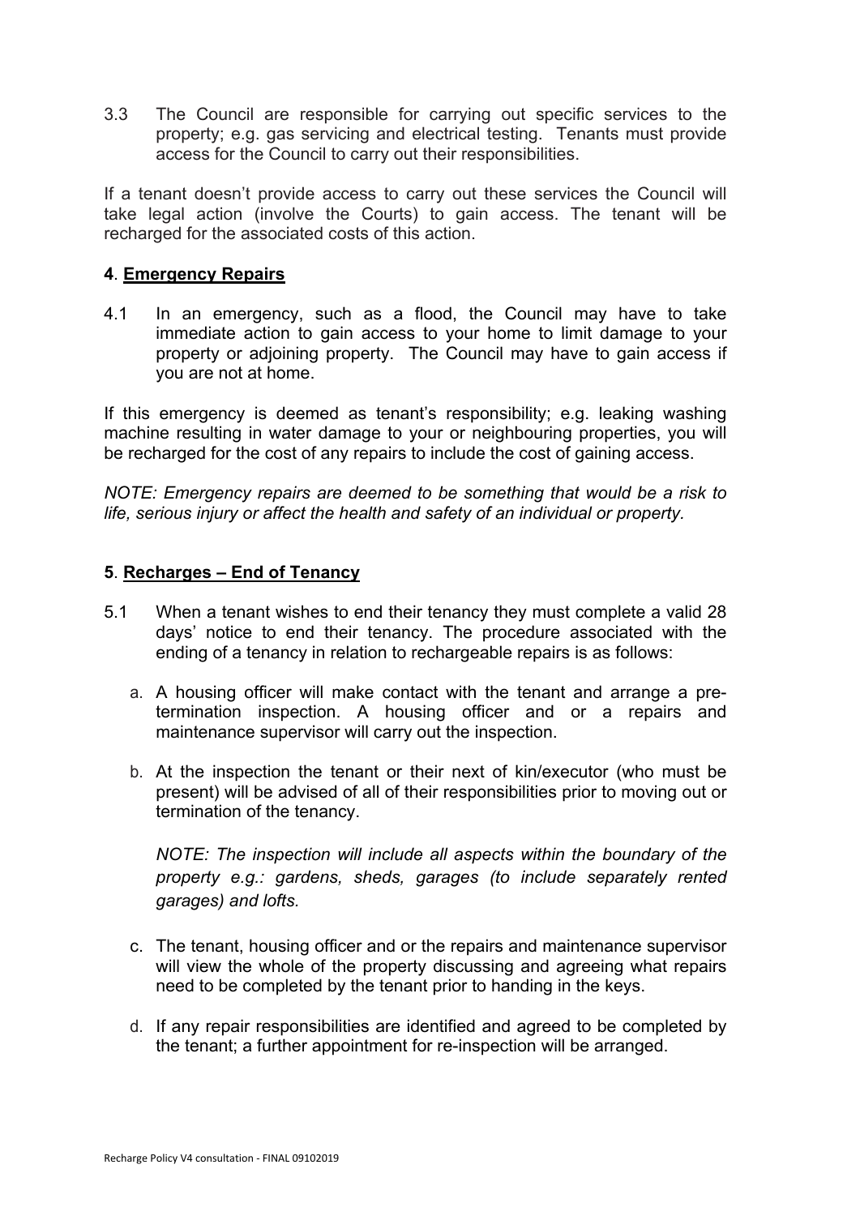3.3 The Council are responsible for carrying out specific services to the property; e.g. gas servicing and electrical testing. Tenants must provide access for the Council to carry out their responsibilities.

If a tenant doesn't provide access to carry out these services the Council will take legal action (involve the Courts) to gain access. The tenant will be recharged for the associated costs of this action.

## 4. Emergency Repairs

4.1 In an emergency, such as a flood, the Council may have to take immediate action to gain access to your home to limit damage to your property or adjoining property. The Council may have to gain access if you are not at home.

If this emergency is deemed as tenant's responsibility; e.g. leaking washing machine resulting in water damage to your or neighbouring properties, you will be recharged for the cost of any repairs to include the cost of gaining access.

*NOTE: Emergency repairs are deemed to be something that would be a risk to life, serious injury or affect the health and safety of an individual or property.*

## 5. Recharges – End of Tenancy

5.1 When a tenant wishes to end their tenancy they must complete a valid 28 days' notice to end their tenancy. The procedure associated with the ending of a tenancy in relation to rechargeable repairs is as follows:

a. A housing officer will make contact with the tenant and arrange a pre-termination inspection. A housing officer and or a repairs and maintenance supervisor will carry out the inspection.

b. At the inspection the tenant or their next of kin/executor (who must be present) will be advised of all of their responsibilities prior to moving out or termination of the tenancy.

   *NOTE: The inspection will include all aspects within the boundary of the property e.g.: gardens, sheds, garages (to include separately rented garages) and lofts.*

c. The tenant, housing officer and or the repairs and maintenance supervisor will view the whole of the property discussing and agreeing what repairs need to be completed by the tenant prior to handing in the keys.

d. If any repair responsibilities are identified and agreed to be completed by the tenant; a further appointment for re-inspection will be arranged.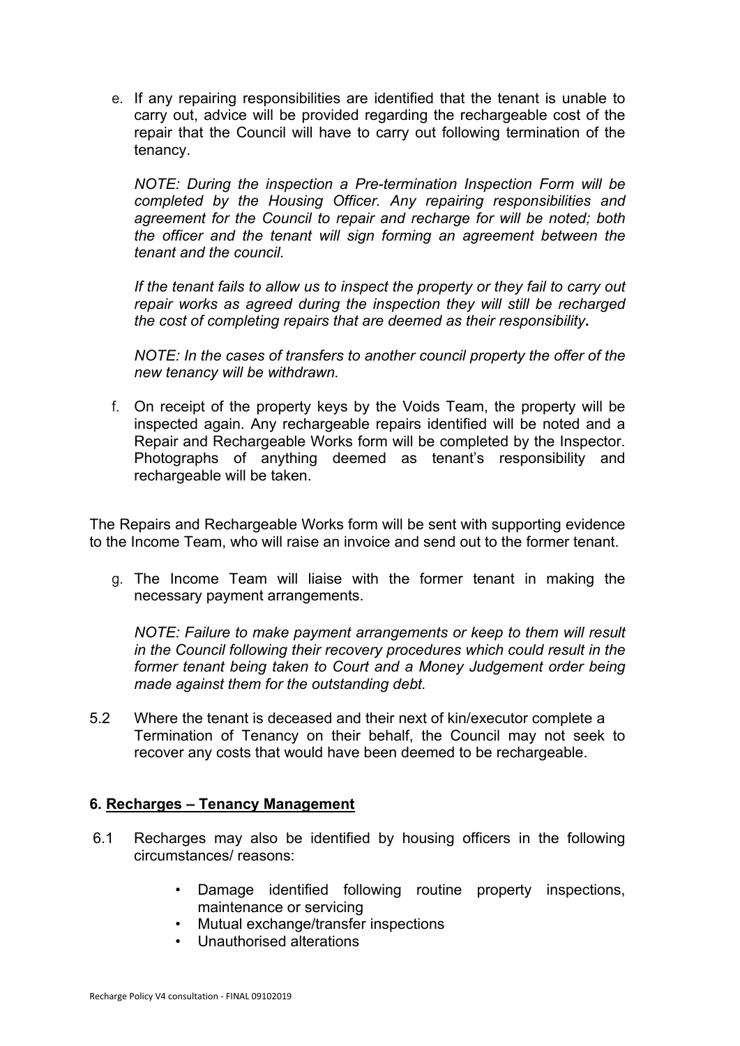e. If any repairing responsibilities are identified that the tenant is unable to carry out, advice will be provided regarding the rechargeable cost of the repair that the Council will have to carry out following termination of the tenancy.

   *NOTE: During the inspection a Pre-termination Inspection Form will be completed by the Housing Officer. Any repairing responsibilities and agreement for the Council to repair and recharge for will be noted; both the officer and the tenant will sign forming an agreement between the tenant and the council.*

   *If the tenant fails to allow us to inspect the property or they fail to carry out repair works as agreed during the inspection they will still be recharged the cost of completing repairs that are deemed as their responsibility***.**

   *NOTE: In the cases of transfers to another council property the offer of the new tenancy will be withdrawn.*

f. On receipt of the property keys by the Voids Team, the property will be inspected again. Any rechargeable repairs identified will be noted and a Repair and Rechargeable Works form will be completed by the Inspector. Photographs of anything deemed as tenant's responsibility and rechargeable will be taken.

The Repairs and Rechargeable Works form will be sent with supporting evidence to the Income Team, who will raise an invoice and send out to the former tenant.

g. The Income Team will liaise with the former tenant in making the necessary payment arrangements.

   *NOTE: Failure to make payment arrangements or keep to them will result in the Council following their recovery procedures which could result in the former tenant being taken to Court and a Money Judgement order being made against them for the outstanding debt.*

5.2 Where the tenant is deceased and their next of kin/executor complete a Termination of Tenancy on their behalf, the Council may not seek to recover any costs that would have been deemed to be rechargeable.

## 6. Recharges – Tenancy Management

6.1 Recharges may also be identified by housing officers in the following circumstances/ reasons:

- Damage identified following routine property inspections, maintenance or servicing
- Mutual exchange/transfer inspections
- Unauthorised alterations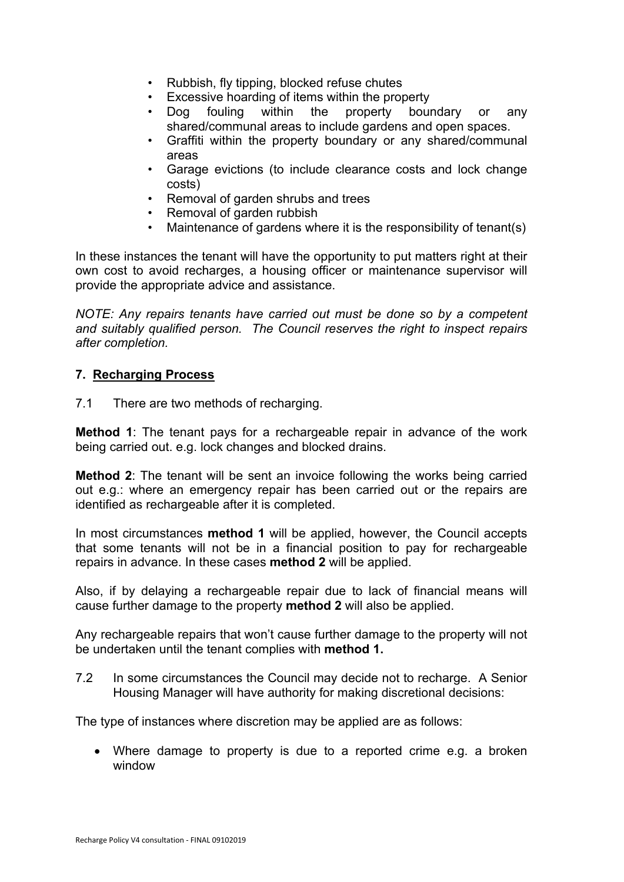- Rubbish, fly tipping, blocked refuse chutes
- Excessive hoarding of items within the property
- Dog fouling within the property boundary or any shared/communal areas to include gardens and open spaces.
- Graffiti within the property boundary or any shared/communal areas
- Garage evictions (to include clearance costs and lock change costs)
- Removal of garden shrubs and trees
- Removal of garden rubbish
- Maintenance of gardens where it is the responsibility of tenant(s)

In these instances the tenant will have the opportunity to put matters right at their own cost to avoid recharges, a housing officer or maintenance supervisor will provide the appropriate advice and assistance.

*NOTE: Any repairs tenants have carried out must be done so by a competent and suitably qualified person. The Council reserves the right to inspect repairs after completion.*

## 7. Recharging Process

7.1 There are two methods of recharging.

**Method 1**: The tenant pays for a rechargeable repair in advance of the work being carried out. e.g. lock changes and blocked drains.

**Method 2**: The tenant will be sent an invoice following the works being carried out e.g.: where an emergency repair has been carried out or the repairs are identified as rechargeable after it is completed.

In most circumstances **method 1** will be applied, however, the Council accepts that some tenants will not be in a financial position to pay for rechargeable repairs in advance. In these cases **method 2** will be applied.

Also, if by delaying a rechargeable repair due to lack of financial means will cause further damage to the property **method 2** will also be applied.

Any rechargeable repairs that won't cause further damage to the property will not be undertaken until the tenant complies with **method 1.**

7.2 In some circumstances the Council may decide not to recharge. A Senior Housing Manager will have authority for making discretional decisions:

The type of instances where discretion may be applied are as follows:

- Where damage to property is due to a reported crime e.g. a broken window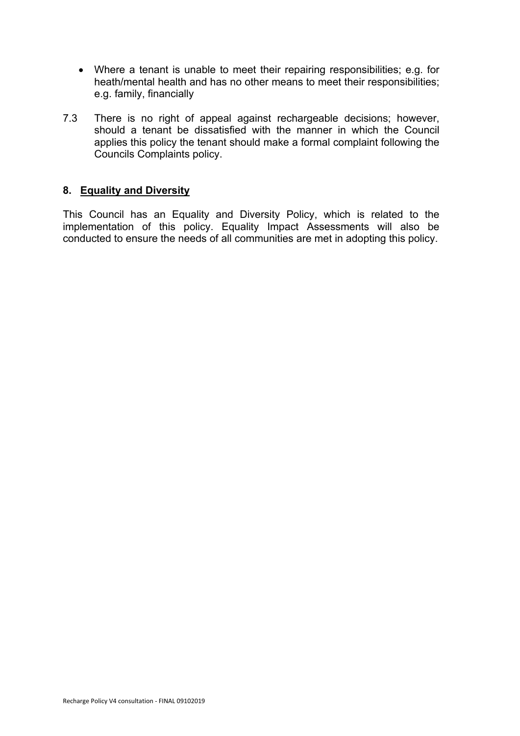- Where a tenant is unable to meet their repairing responsibilities; e.g. for heath/mental health and has no other means to meet their responsibilities; e.g. family, financially

7.3 There is no right of appeal against rechargeable decisions; however, should a tenant be dissatisfied with the manner in which the Council applies this policy the tenant should make a formal complaint following the Councils Complaints policy.

## 8. Equality and Diversity

This Council has an Equality and Diversity Policy, which is related to the implementation of this policy. Equality Impact Assessments will also be conducted to ensure the needs of all communities are met in adopting this policy.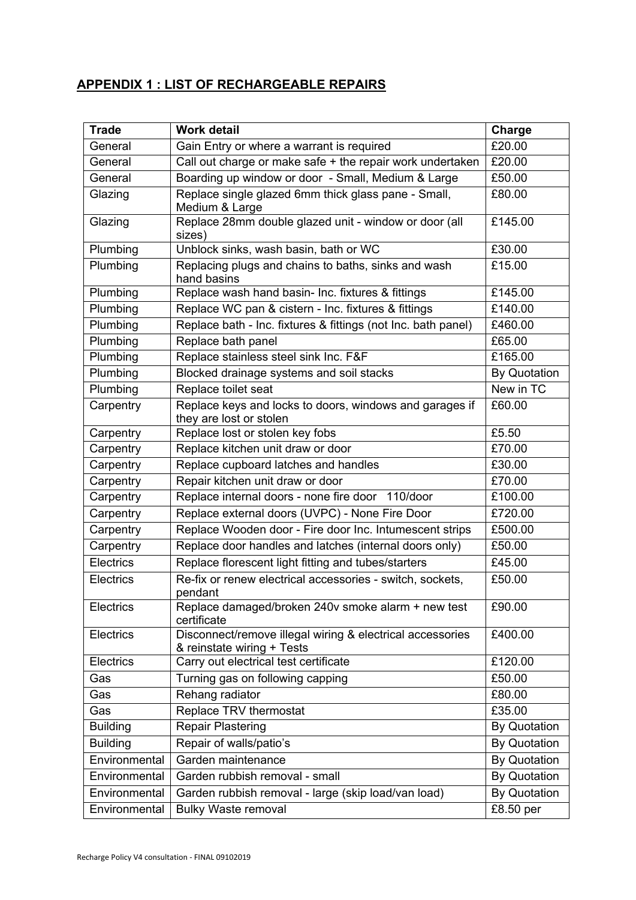## APPENDIX 1 : LIST OF RECHARGEABLE REPAIRS

| Trade | Work detail | Charge |
|---|---|---|
| General | Gain Entry or where a warrant is required | £20.00 |
| General | Call out charge or make safe + the repair work undertaken | £20.00 |
| General | Boarding up window or door - Small, Medium & Large | £50.00 |
| Glazing | Replace single glazed 6mm thick glass pane - Small, Medium & Large | £80.00 |
| Glazing | Replace 28mm double glazed unit - window or door (all sizes) | £145.00 |
| Plumbing | Unblock sinks, wash basin, bath or WC | £30.00 |
| Plumbing | Replacing plugs and chains to baths, sinks and wash hand basins | £15.00 |
| Plumbing | Replace wash hand basin- Inc. fixtures & fittings | £145.00 |
| Plumbing | Replace WC pan & cistern - Inc. fixtures & fittings | £140.00 |
| Plumbing | Replace bath - Inc. fixtures & fittings (not Inc. bath panel) | £460.00 |
| Plumbing | Replace bath panel | £65.00 |
| Plumbing | Replace stainless steel sink Inc. F&F | £165.00 |
| Plumbing | Blocked drainage systems and soil stacks | By Quotation |
| Plumbing | Replace toilet seat | New in TC |
| Carpentry | Replace keys and locks to doors, windows and garages if they are lost or stolen | £60.00 |
| Carpentry | Replace lost or stolen key fobs | £5.50 |
| Carpentry | Replace kitchen unit draw or door | £70.00 |
| Carpentry | Replace cupboard latches and handles | £30.00 |
| Carpentry | Repair kitchen unit draw or door | £70.00 |
| Carpentry | Replace internal doors - none fire door 110/door | £100.00 |
| Carpentry | Replace external doors (UVPC) - None Fire Door | £720.00 |
| Carpentry | Replace Wooden door - Fire door Inc. Intumescent strips | £500.00 |
| Carpentry | Replace door handles and latches (internal doors only) | £50.00 |
| Electrics | Replace florescent light fitting and tubes/starters | £45.00 |
| Electrics | Re-fix or renew electrical accessories - switch, sockets, pendant | £50.00 |
| Electrics | Replace damaged/broken 240v smoke alarm + new test certificate | £90.00 |
| Electrics | Disconnect/remove illegal wiring & electrical accessories & reinstate wiring + Tests | £400.00 |
| Electrics | Carry out electrical test certificate | £120.00 |
| Gas | Turning gas on following capping | £50.00 |
| Gas | Rehang radiator | £80.00 |
| Gas | Replace TRV thermostat | £35.00 |
| Building | Repair Plastering | By Quotation |
| Building | Repair of walls/patio's | By Quotation |
| Environmental | Garden maintenance | By Quotation |
| Environmental | Garden rubbish removal - small | By Quotation |
| Environmental | Garden rubbish removal - large (skip load/van load) | By Quotation |
| Environmental | Bulky Waste removal | £8.50 per |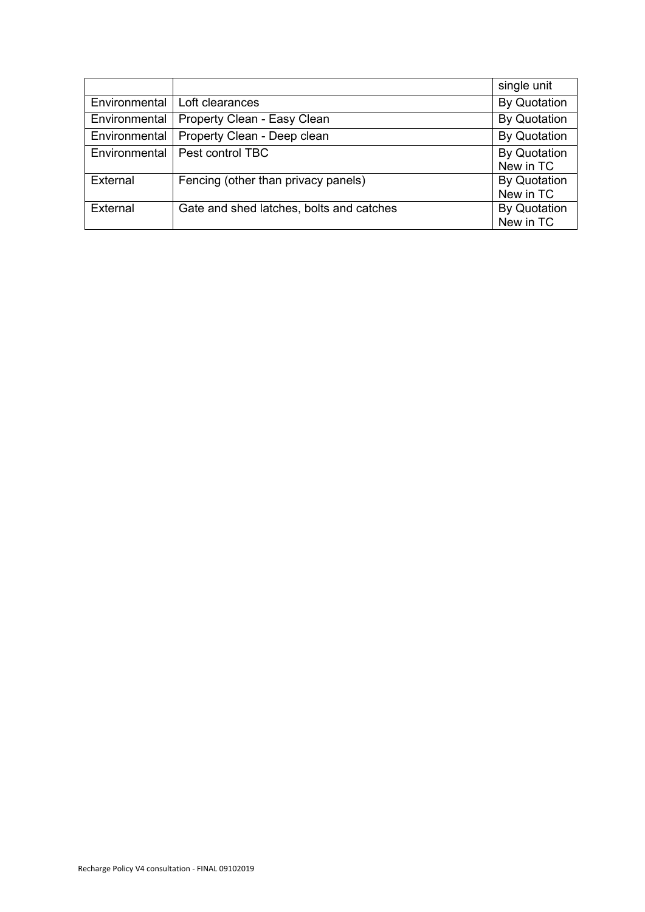| | | |
|---|---|---|
| | | single unit |
| Environmental | Loft clearances | By Quotation |
| Environmental | Property Clean - Easy Clean | By Quotation |
| Environmental | Property Clean - Deep clean | By Quotation |
| Environmental | Pest control TBC | By Quotation New in TC |
| External | Fencing (other than privacy panels) | By Quotation New in TC |
| External | Gate and shed latches, bolts and catches | By Quotation New in TC |